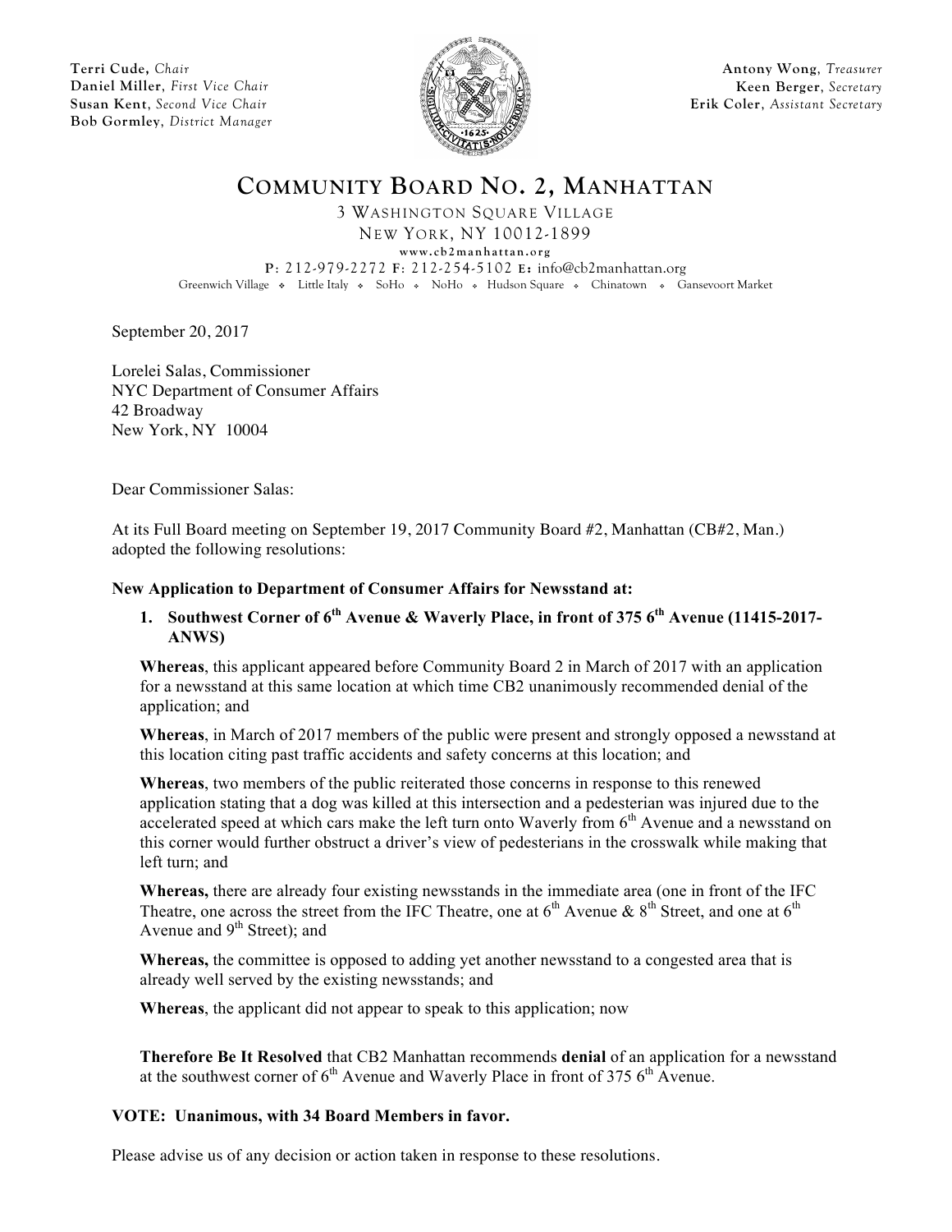**Terri Cude,** *Chair*
**Daniel Miller**, *First Vice Chair*
**Susan Kent**, *Second Vice Chair*
**Bob Gormley**, *District Manager*

**Antony Wong**, *Treasurer*
**Keen Berger**, *Secretary*
**Erik Coler**, *Assistant Secretary*

# COMMUNITY BOARD NO. 2, MANHATTAN

3 WASHINGTON SQUARE VILLAGE
NEW YORK, NY 10012-1899
www.cb2manhattan.org
P: 212-979-2272 F: 212-254-5102 E: info@cb2manhattan.org
Greenwich Village ❖ Little Italy ❖ SoHo ❖ NoHo ❖ Hudson Square ❖ Chinatown ❖ Gansevoort Market

September 20, 2017

Lorelei Salas, Commissioner
NYC Department of Consumer Affairs
42 Broadway
New York, NY 10004

Dear Commissioner Salas:

At its Full Board meeting on September 19, 2017 Community Board #2, Manhattan (CB#2, Man.) adopted the following resolutions:

**New Application to Department of Consumer Affairs for Newsstand at:**

1. **Southwest Corner of 6th Avenue & Waverly Place, in front of 375 6th Avenue (11415-2017-ANWS)**

**Whereas**, this applicant appeared before Community Board 2 in March of 2017 with an application for a newsstand at this same location at which time CB2 unanimously recommended denial of the application; and

**Whereas**, in March of 2017 members of the public were present and strongly opposed a newsstand at this location citing past traffic accidents and safety concerns at this location; and

**Whereas**, two members of the public reiterated those concerns in response to this renewed application stating that a dog was killed at this intersection and a pedesterian was injured due to the accelerated speed at which cars make the left turn onto Waverly from 6th Avenue and a newsstand on this corner would further obstruct a driver's view of pedesterians in the crosswalk while making that left turn; and

**Whereas,** there are already four existing newsstands in the immediate area (one in front of the IFC Theatre, one across the street from the IFC Theatre, one at 6th Avenue & 8th Street, and one at 6th Avenue and 9th Street); and

**Whereas,** the committee is opposed to adding yet another newsstand to a congested area that is already well served by the existing newsstands; and

**Whereas**, the applicant did not appear to speak to this application; now

**Therefore Be It Resolved** that CB2 Manhattan recommends **denial** of an application for a newsstand at the southwest corner of 6th Avenue and Waverly Place in front of 375 6th Avenue.

**VOTE: Unanimous, with 34 Board Members in favor.**

Please advise us of any decision or action taken in response to these resolutions.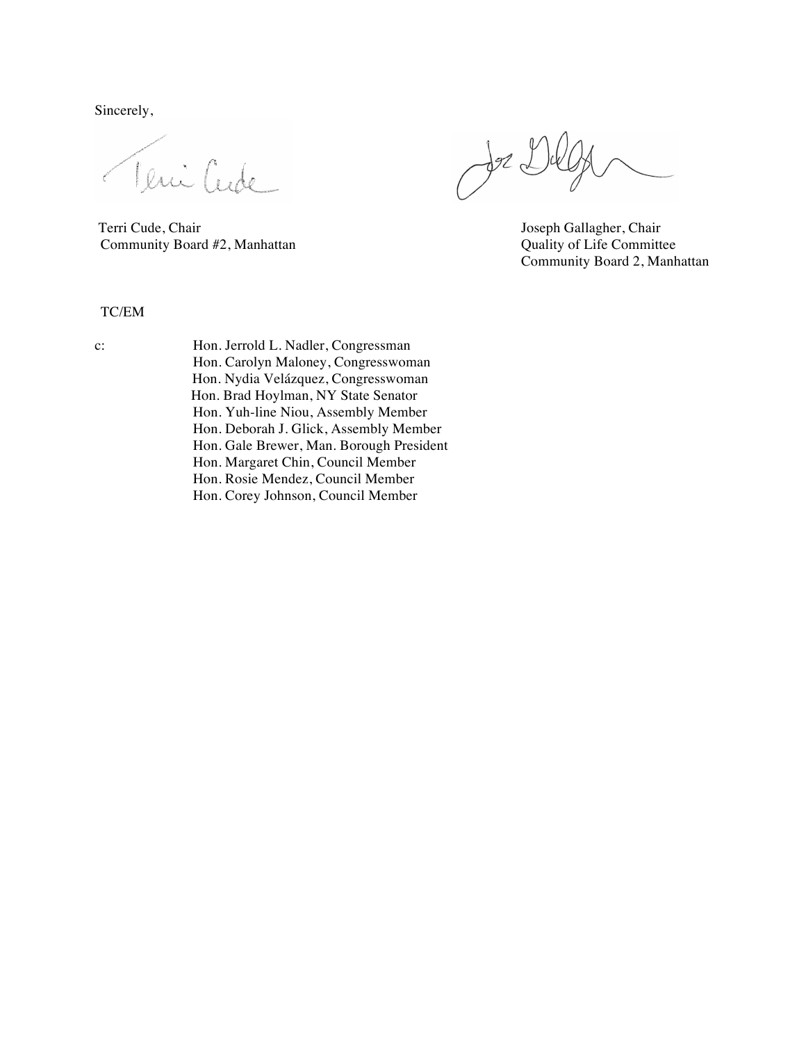Sincerely,

Terri Cude, Chair
Community Board #2, Manhattan

Joseph Gallagher, Chair
Quality of Life Committee
Community Board 2, Manhattan

TC/EM

c: Hon. Jerrold L. Nadler, Congressman
Hon. Carolyn Maloney, Congresswoman
Hon. Nydia Velázquez, Congresswoman
Hon. Brad Hoylman, NY State Senator
Hon. Yuh-line Niou, Assembly Member
Hon. Deborah J. Glick, Assembly Member
Hon. Gale Brewer, Man. Borough President
Hon. Margaret Chin, Council Member
Hon. Rosie Mendez, Council Member
Hon. Corey Johnson, Council Member